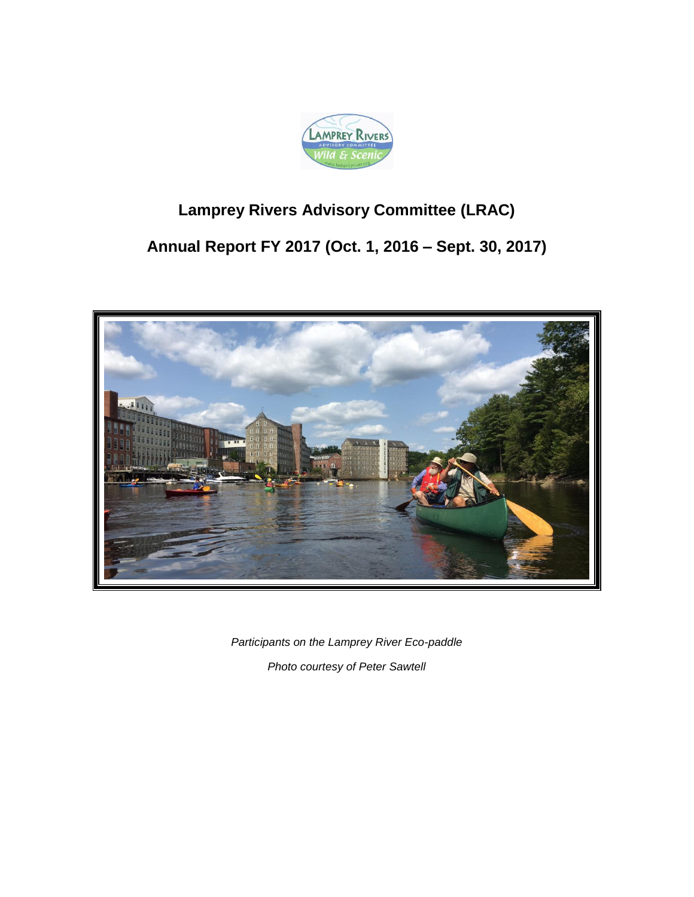# Lamprey Rivers Advisory Committee (LRAC)

## Annual Report FY 2017 (Oct. 1, 2016 – Sept. 30, 2017)

*Participants on the Lamprey River Eco-paddle*

*Photo courtesy of Peter Sawtell*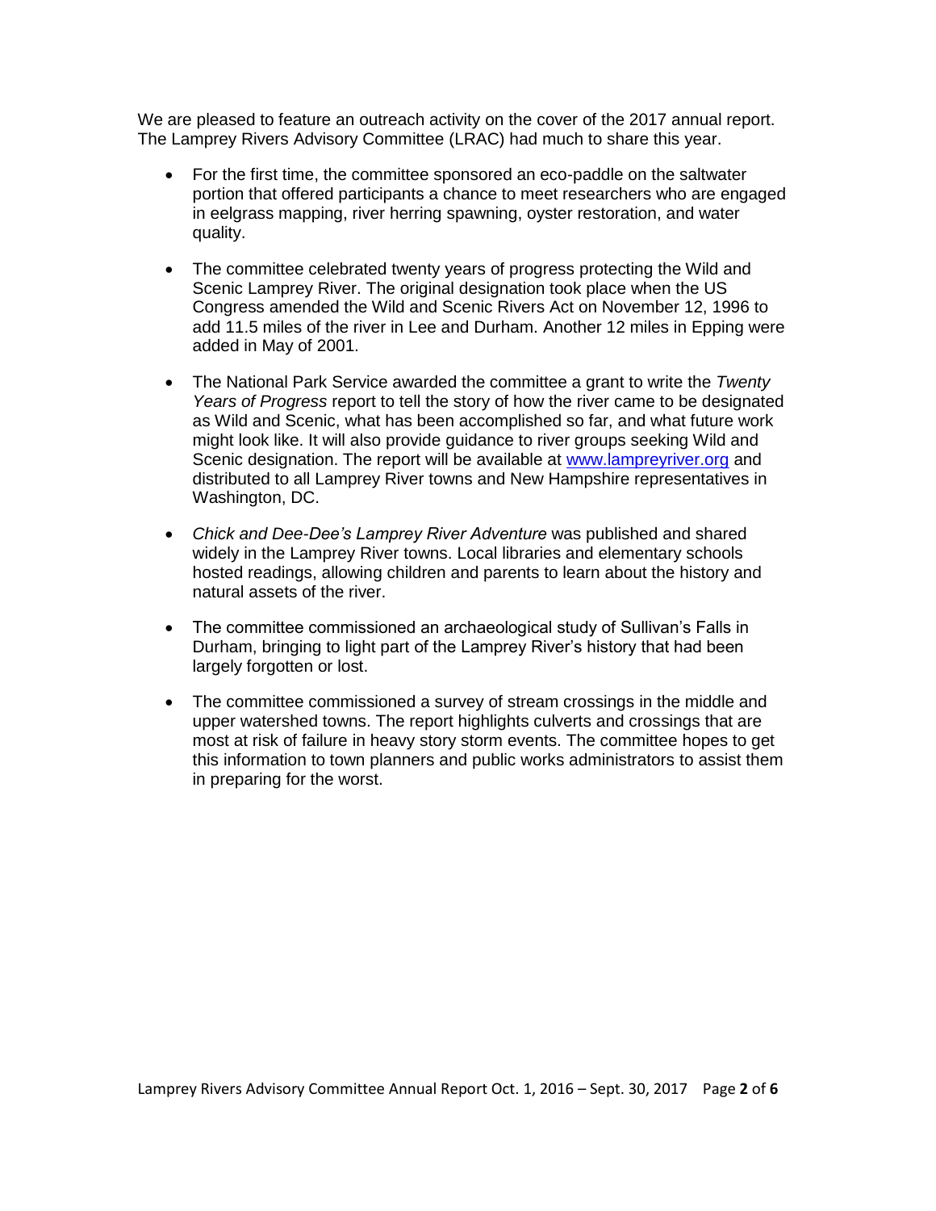We are pleased to feature an outreach activity on the cover of the 2017 annual report. The Lamprey Rivers Advisory Committee (LRAC) had much to share this year.

- For the first time, the committee sponsored an eco-paddle on the saltwater portion that offered participants a chance to meet researchers who are engaged in eelgrass mapping, river herring spawning, oyster restoration, and water quality.

- The committee celebrated twenty years of progress protecting the Wild and Scenic Lamprey River. The original designation took place when the US Congress amended the Wild and Scenic Rivers Act on November 12, 1996 to add 11.5 miles of the river in Lee and Durham. Another 12 miles in Epping were added in May of 2001.

- The National Park Service awarded the committee a grant to write the *Twenty Years of Progress* report to tell the story of how the river came to be designated as Wild and Scenic, what has been accomplished so far, and what future work might look like. It will also provide guidance to river groups seeking Wild and Scenic designation. The report will be available at [www.lampreyriver.org](http://www.lampreyriver.org) and distributed to all Lamprey River towns and New Hampshire representatives in Washington, DC.

- *Chick and Dee-Dee's Lamprey River Adventure* was published and shared widely in the Lamprey River towns. Local libraries and elementary schools hosted readings, allowing children and parents to learn about the history and natural assets of the river.

- The committee commissioned an archaeological study of Sullivan's Falls in Durham, bringing to light part of the Lamprey River's history that had been largely forgotten or lost.

- The committee commissioned a survey of stream crossings in the middle and upper watershed towns. The report highlights culverts and crossings that are most at risk of failure in heavy story storm events. The committee hopes to get this information to town planners and public works administrators to assist them in preparing for the worst.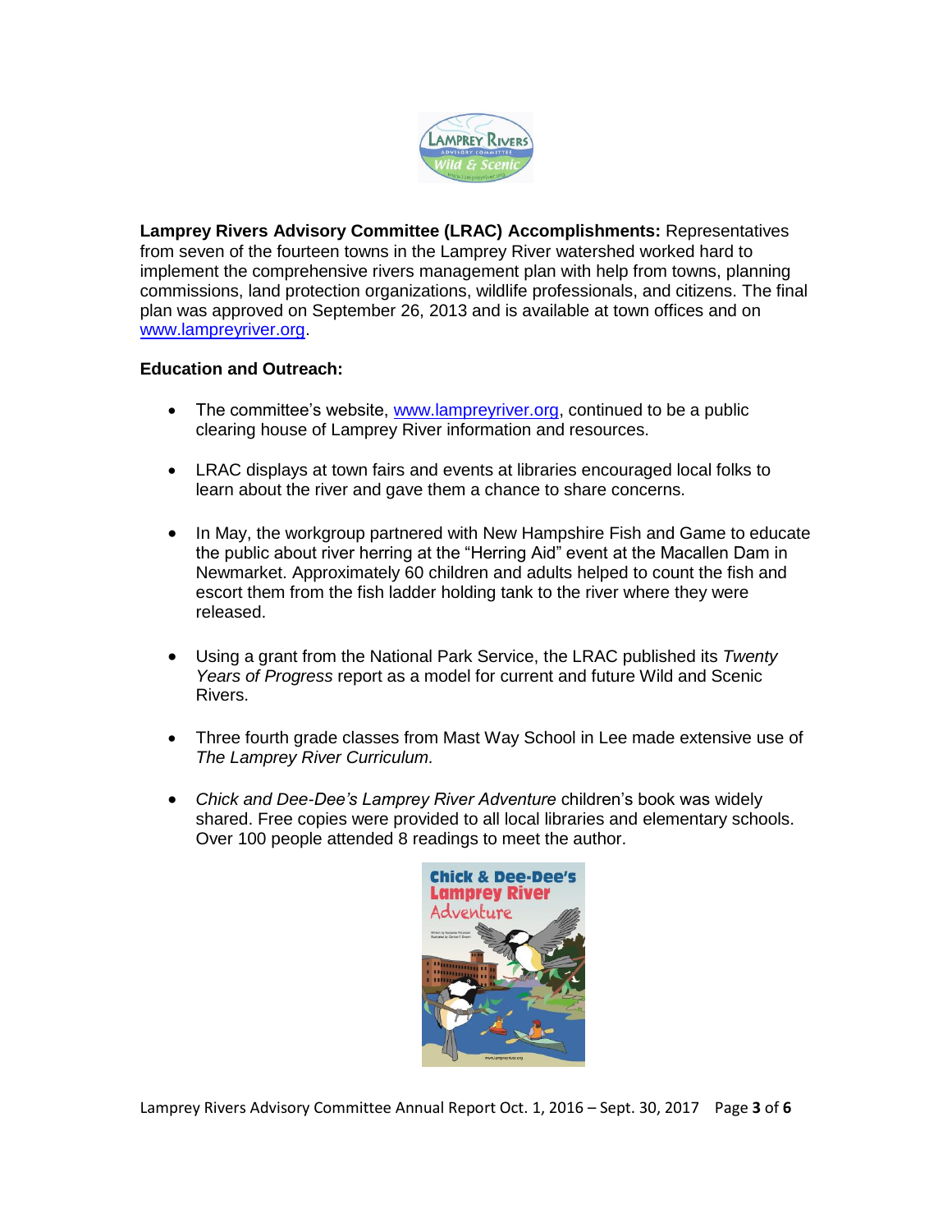**Lamprey Rivers Advisory Committee (LRAC) Accomplishments:** Representatives from seven of the fourteen towns in the Lamprey River watershed worked hard to implement the comprehensive rivers management plan with help from towns, planning commissions, land protection organizations, wildlife professionals, and citizens. The final plan was approved on September 26, 2013 and is available at town offices and on www.lampreyriver.org.

**Education and Outreach:**

- The committee's website, www.lampreyriver.org, continued to be a public clearing house of Lamprey River information and resources.
- LRAC displays at town fairs and events at libraries encouraged local folks to learn about the river and gave them a chance to share concerns.
- In May, the workgroup partnered with New Hampshire Fish and Game to educate the public about river herring at the "Herring Aid" event at the Macallen Dam in Newmarket. Approximately 60 children and adults helped to count the fish and escort them from the fish ladder holding tank to the river where they were released.
- Using a grant from the National Park Service, the LRAC published its *Twenty Years of Progress* report as a model for current and future Wild and Scenic Rivers.
- Three fourth grade classes from Mast Way School in Lee made extensive use of *The Lamprey River Curriculum.*
- *Chick and Dee-Dee's Lamprey River Adventure* children's book was widely shared. Free copies were provided to all local libraries and elementary schools. Over 100 people attended 8 readings to meet the author.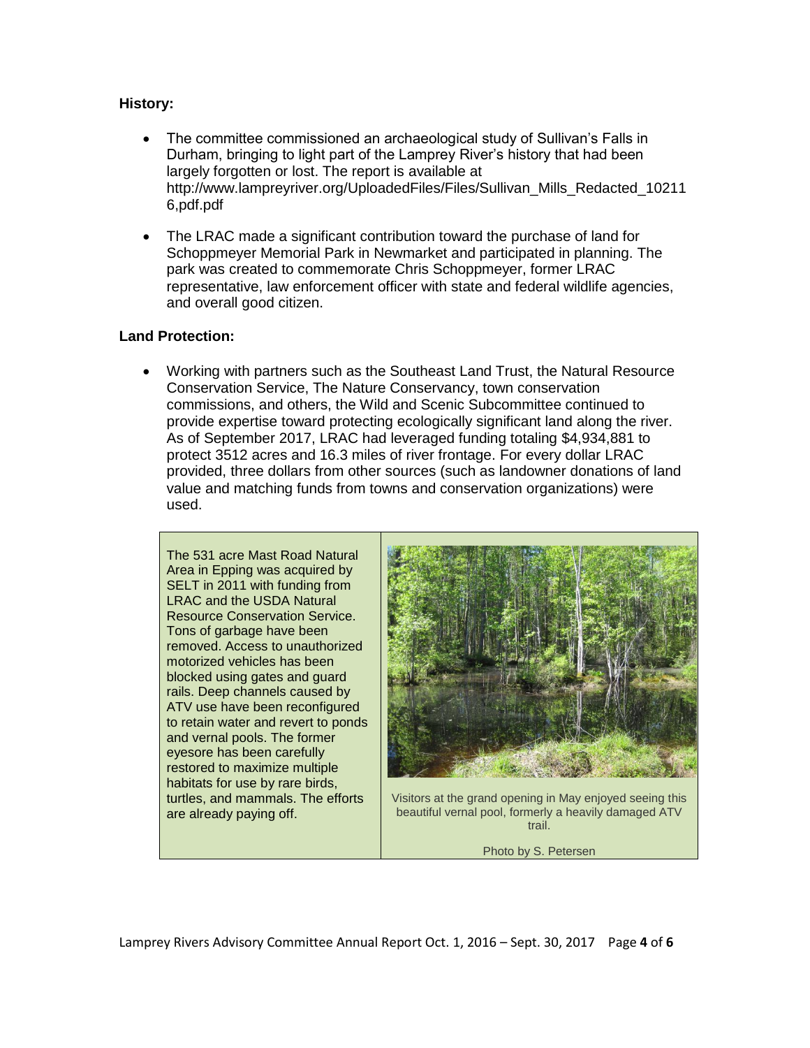**History:**

- The committee commissioned an archaeological study of Sullivan's Falls in Durham, bringing to light part of the Lamprey River's history that had been largely forgotten or lost. The report is available at http://www.lampreyriver.org/UploadedFiles/Files/Sullivan_Mills_Redacted_102116,pdf.pdf
- The LRAC made a significant contribution toward the purchase of land for Schoppmeyer Memorial Park in Newmarket and participated in planning. The park was created to commemorate Chris Schoppmeyer, former LRAC representative, law enforcement officer with state and federal wildlife agencies, and overall good citizen.

**Land Protection:**

- Working with partners such as the Southeast Land Trust, the Natural Resource Conservation Service, The Nature Conservancy, town conservation commissions, and others, the Wild and Scenic Subcommittee continued to provide expertise toward protecting ecologically significant land along the river. As of September 2017, LRAC had leveraged funding totaling $4,934,881 to protect 3512 acres and 16.3 miles of river frontage. For every dollar LRAC provided, three dollars from other sources (such as landowner donations of land value and matching funds from towns and conservation organizations) were used.

The 531 acre Mast Road Natural Area in Epping was acquired by SELT in 2011 with funding from LRAC and the USDA Natural Resource Conservation Service. Tons of garbage have been removed. Access to unauthorized motorized vehicles has been blocked using gates and guard rails. Deep channels caused by ATV use have been reconfigured to retain water and revert to ponds and vernal pools. The former eyesore has been carefully restored to maximize multiple habitats for use by rare birds, turtles, and mammals. The efforts are already paying off.

Visitors at the grand opening in May enjoyed seeing this beautiful vernal pool, formerly a heavily damaged ATV trail.

Photo by S. Petersen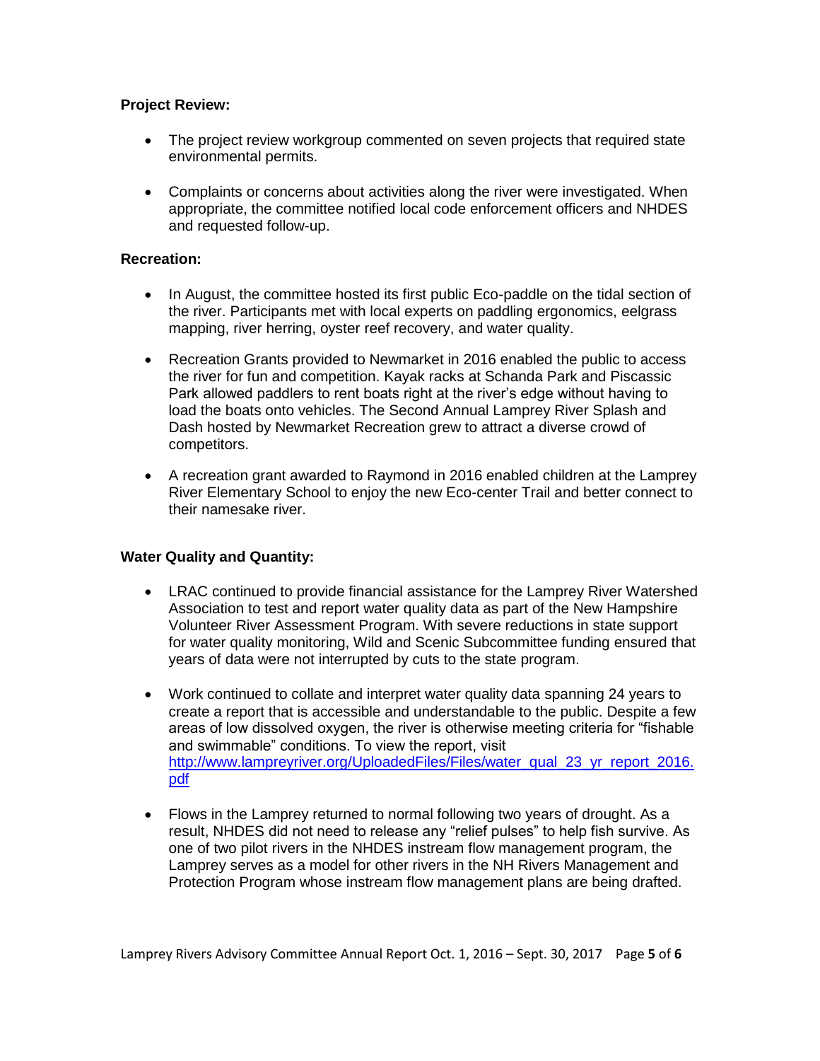**Project Review:**

- The project review workgroup commented on seven projects that required state environmental permits.
- Complaints or concerns about activities along the river were investigated. When appropriate, the committee notified local code enforcement officers and NHDES and requested follow-up.

**Recreation:**

- In August, the committee hosted its first public Eco-paddle on the tidal section of the river. Participants met with local experts on paddling ergonomics, eelgrass mapping, river herring, oyster reef recovery, and water quality.
- Recreation Grants provided to Newmarket in 2016 enabled the public to access the river for fun and competition. Kayak racks at Schanda Park and Piscassic Park allowed paddlers to rent boats right at the river's edge without having to load the boats onto vehicles. The Second Annual Lamprey River Splash and Dash hosted by Newmarket Recreation grew to attract a diverse crowd of competitors.
- A recreation grant awarded to Raymond in 2016 enabled children at the Lamprey River Elementary School to enjoy the new Eco-center Trail and better connect to their namesake river.

**Water Quality and Quantity:**

- LRAC continued to provide financial assistance for the Lamprey River Watershed Association to test and report water quality data as part of the New Hampshire Volunteer River Assessment Program. With severe reductions in state support for water quality monitoring, Wild and Scenic Subcommittee funding ensured that years of data were not interrupted by cuts to the state program.
- Work continued to collate and interpret water quality data spanning 24 years to create a report that is accessible and understandable to the public. Despite a few areas of low dissolved oxygen, the river is otherwise meeting criteria for "fishable and swimmable" conditions. To view the report, visit [http://www.lampreyriver.org/UploadedFiles/Files/water_qual_23_yr_report_2016.pdf](http://www.lampreyriver.org/UploadedFiles/Files/water_qual_23_yr_report_2016.pdf)
- Flows in the Lamprey returned to normal following two years of drought. As a result, NHDES did not need to release any "relief pulses" to help fish survive. As one of two pilot rivers in the NHDES instream flow management program, the Lamprey serves as a model for other rivers in the NH Rivers Management and Protection Program whose instream flow management plans are being drafted.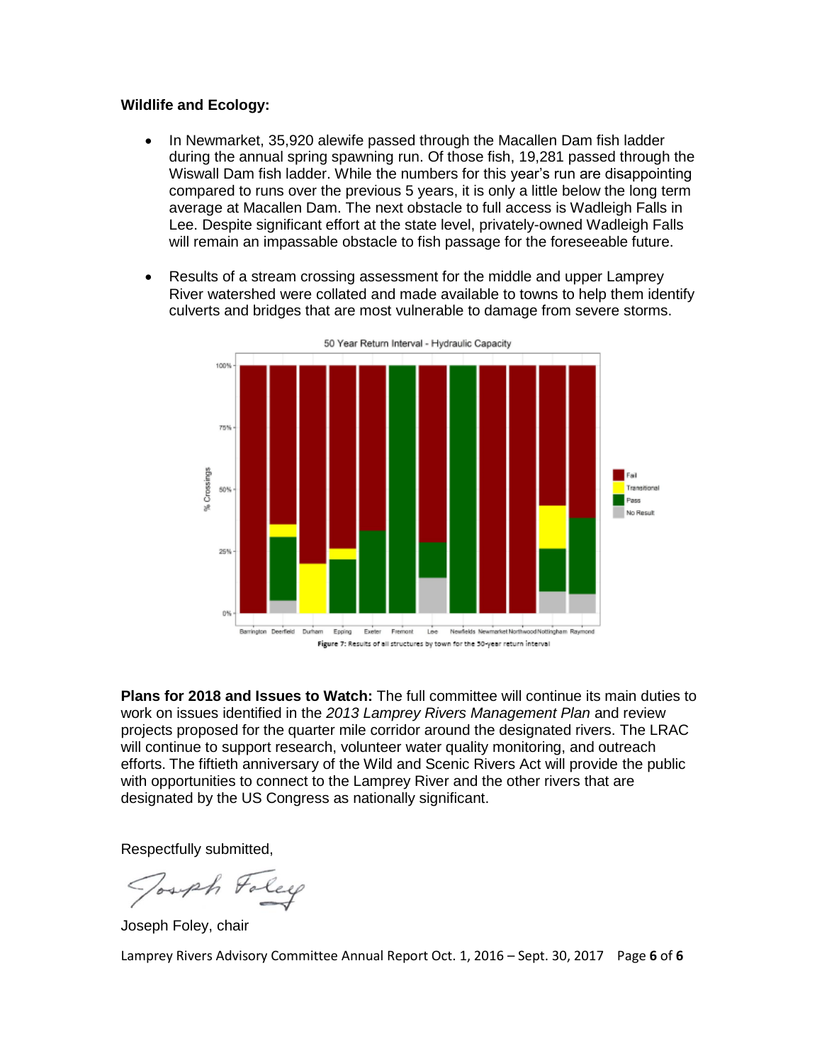**Wildlife and Ecology:**

- In Newmarket, 35,920 alewife passed through the Macallen Dam fish ladder during the annual spring spawning run. Of those fish, 19,281 passed through the Wiswall Dam fish ladder. While the numbers for this year's run are disappointing compared to runs over the previous 5 years, it is only a little below the long term average at Macallen Dam. The next obstacle to full access is Wadleigh Falls in Lee. Despite significant effort at the state level, privately-owned Wadleigh Falls will remain an impassable obstacle to fish passage for the foreseeable future.
- Results of a stream crossing assessment for the middle and upper Lamprey River watershed were collated and made available to towns to help them identify culverts and bridges that are most vulnerable to damage from severe storms.

50 Year Return Interval - Hydraulic Capacity

% Crossings

100%
75%
50%
25%
0%

Barrington Deerfield Durham Epping Exeter Fremont Lee Newfields Newmarket Northwood Nottingham Raymond

Fail
Transitional
Pass
No Result

Figure 7: Results of all structures by town for the 50-year return interval

**Plans for 2018 and Issues to Watch:** The full committee will continue its main duties to work on issues identified in the *2013 Lamprey Rivers Management Plan* and review projects proposed for the quarter mile corridor around the designated rivers. The LRAC will continue to support research, volunteer water quality monitoring, and outreach efforts. The fiftieth anniversary of the Wild and Scenic Rivers Act will provide the public with opportunities to connect to the Lamprey River and the other rivers that are designated by the US Congress as nationally significant.

Respectfully submitted,

Joseph Foley

Joseph Foley, chair